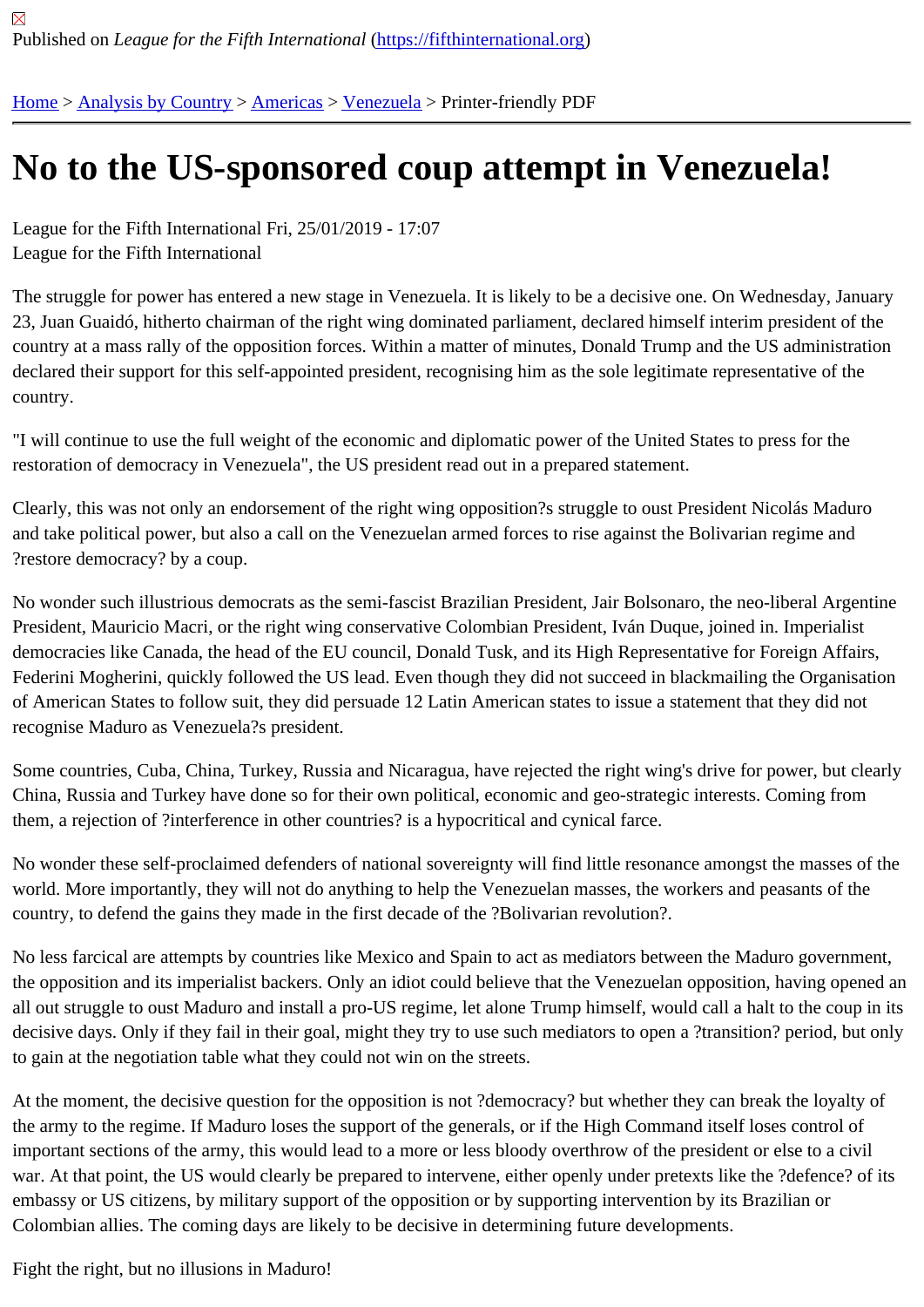Published on *League for the Fifth International* (https://fifthinternational.org)

Home > Analysis by Country > Americas > Venezuela > Printer-friendly PDF

# No to the US-sponsored coup attempt in Venezuela!

League for the Fifth International Fri, 25/01/2019 - 17:07
League for the Fifth International

The struggle for power has entered a new stage in Venezuela. It is likely to be a decisive one. On Wednesday, January 23, Juan Guaidó, hitherto chairman of the right wing dominated parliament, declared himself interim president of the country at a mass rally of the opposition forces. Within a matter of minutes, Donald Trump and the US administration declared their support for this self-appointed president, recognising him as the sole legitimate representative of the country.

"I will continue to use the full weight of the economic and diplomatic power of the United States to press for the restoration of democracy in Venezuela", the US president read out in a prepared statement.

Clearly, this was not only an endorsement of the right wing opposition?s struggle to oust President Nicolás Maduro and take political power, but also a call on the Venezuelan armed forces to rise against the Bolivarian regime and ?restore democracy? by a coup.

No wonder such illustrious democrats as the semi-fascist Brazilian President, Jair Bolsonaro, the neo-liberal Argentine President, Mauricio Macri, or the right wing conservative Colombian President, Iván Duque, joined in. Imperialist democracies like Canada, the head of the EU council, Donald Tusk, and its High Representative for Foreign Affairs, Federini Mogherini, quickly followed the US lead. Even though they did not succeed in blackmailing the Organisation of American States to follow suit, they did persuade 12 Latin American states to issue a statement that they did not recognise Maduro as Venezuela?s president.

Some countries, Cuba, China, Turkey, Russia and Nicaragua, have rejected the right wing's drive for power, but clearly China, Russia and Turkey have done so for their own political, economic and geo-strategic interests. Coming from them, a rejection of ?interference in other countries? is a hypocritical and cynical farce.

No wonder these self-proclaimed defenders of national sovereignty will find little resonance amongst the masses of the world. More importantly, they will not do anything to help the Venezuelan masses, the workers and peasants of the country, to defend the gains they made in the first decade of the ?Bolivarian revolution?.

No less farcical are attempts by countries like Mexico and Spain to act as mediators between the Maduro government, the opposition and its imperialist backers. Only an idiot could believe that the Venezuelan opposition, having opened an all out struggle to oust Maduro and install a pro-US regime, let alone Trump himself, would call a halt to the coup in its decisive days. Only if they fail in their goal, might they try to use such mediators to open a ?transition? period, but only to gain at the negotiation table what they could not win on the streets.

At the moment, the decisive question for the opposition is not ?democracy? but whether they can break the loyalty of the army to the regime. If Maduro loses the support of the generals, or if the High Command itself loses control of important sections of the army, this would lead to a more or less bloody overthrow of the president or else to a civil war. At that point, the US would clearly be prepared to intervene, either openly under pretexts like the ?defence? of its embassy or US citizens, by military support of the opposition or by supporting intervention by its Brazilian or Colombian allies. The coming days are likely to be decisive in determining future developments.

Fight the right, but no illusions in Maduro!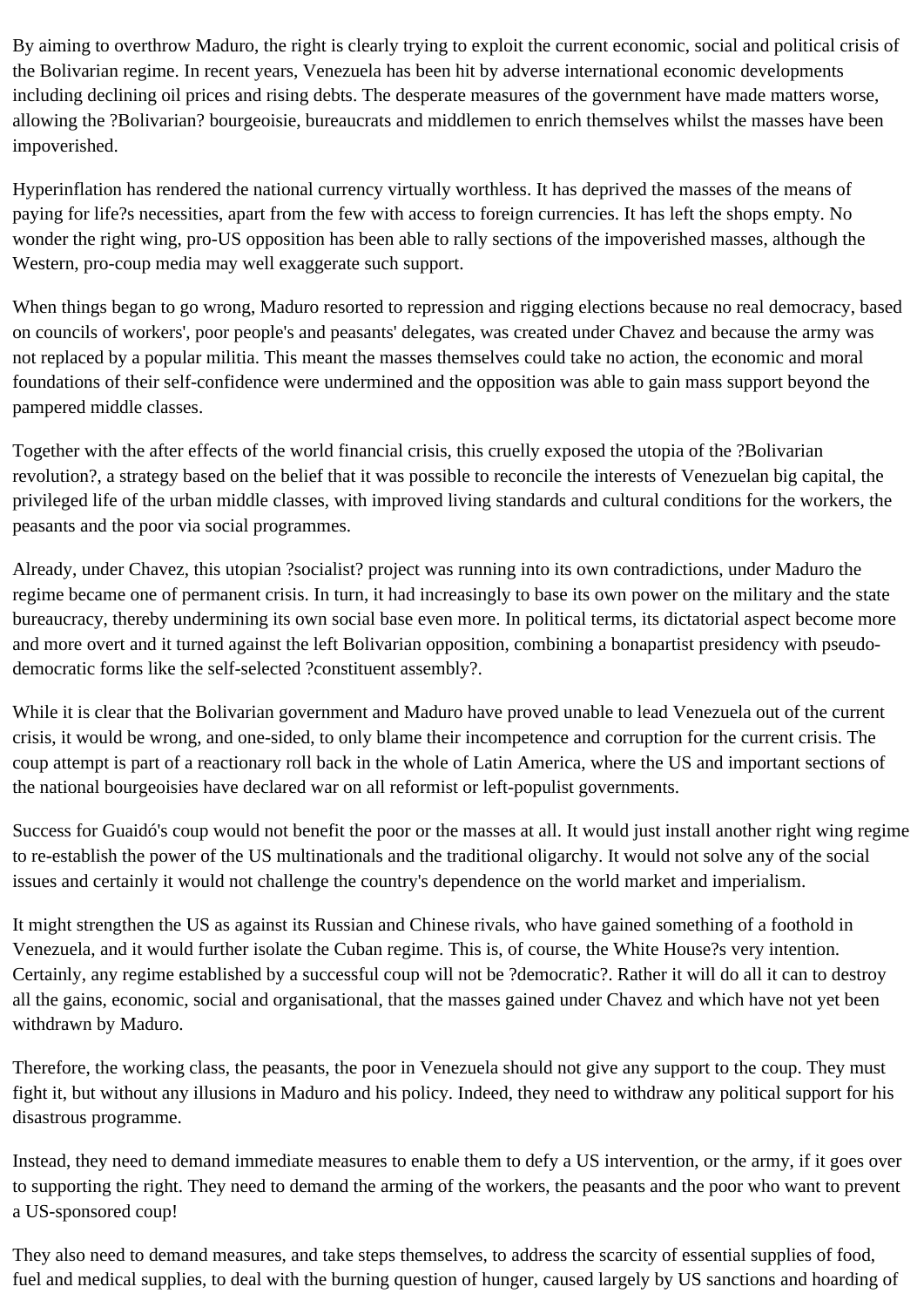By aiming to overthrow Maduro, the right is clearly trying to exploit the current economic, social and political crisis of the Bolivarian regime. In recent years, Venezuela has been hit by adverse international economic developments including declining oil prices and rising debts. The desperate measures of the government have made matters worse, allowing the ?Bolivarian? bourgeoisie, bureaucrats and middlemen to enrich themselves whilst the masses have been impoverished.

Hyperinflation has rendered the national currency virtually worthless. It has deprived the masses of the means of paying for life?s necessities, apart from the few with access to foreign currencies. It has left the shops empty. No wonder the right wing, pro-US opposition has been able to rally sections of the impoverished masses, although the Western, pro-coup media may well exaggerate such support.

When things began to go wrong, Maduro resorted to repression and rigging elections because no real democracy, based on councils of workers', poor people's and peasants' delegates, was created under Chavez and because the army was not replaced by a popular militia. This meant the masses themselves could take no action, the economic and moral foundations of their self-confidence were undermined and the opposition was able to gain mass support beyond the pampered middle classes.

Together with the after effects of the world financial crisis, this cruelly exposed the utopia of the ?Bolivarian revolution?, a strategy based on the belief that it was possible to reconcile the interests of Venezuelan big capital, the privileged life of the urban middle classes, with improved living standards and cultural conditions for the workers, the peasants and the poor via social programmes.

Already, under Chavez, this utopian ?socialist? project was running into its own contradictions, under Maduro the regime became one of permanent crisis. In turn, it had increasingly to base its own power on the military and the state bureaucracy, thereby undermining its own social base even more. In political terms, its dictatorial aspect become more and more overt and it turned against the left Bolivarian opposition, combining a bonapartist presidency with pseudo-democratic forms like the self-selected ?constituent assembly?.

While it is clear that the Bolivarian government and Maduro have proved unable to lead Venezuela out of the current crisis, it would be wrong, and one-sided, to only blame their incompetence and corruption for the current crisis. The coup attempt is part of a reactionary roll back in the whole of Latin America, where the US and important sections of the national bourgeoisies have declared war on all reformist or left-populist governments.

Success for Guaidó's coup would not benefit the poor or the masses at all. It would just install another right wing regime to re-establish the power of the US multinationals and the traditional oligarchy. It would not solve any of the social issues and certainly it would not challenge the country's dependence on the world market and imperialism.

It might strengthen the US as against its Russian and Chinese rivals, who have gained something of a foothold in Venezuela, and it would further isolate the Cuban regime. This is, of course, the White House?s very intention. Certainly, any regime established by a successful coup will not be ?democratic?. Rather it will do all it can to destroy all the gains, economic, social and organisational, that the masses gained under Chavez and which have not yet been withdrawn by Maduro.

Therefore, the working class, the peasants, the poor in Venezuela should not give any support to the coup. They must fight it, but without any illusions in Maduro and his policy. Indeed, they need to withdraw any political support for his disastrous programme.

Instead, they need to demand immediate measures to enable them to defy a US intervention, or the army, if it goes over to supporting the right. They need to demand the arming of the workers, the peasants and the poor who want to prevent a US-sponsored coup!

They also need to demand measures, and take steps themselves, to address the scarcity of essential supplies of food, fuel and medical supplies, to deal with the burning question of hunger, caused largely by US sanctions and hoarding of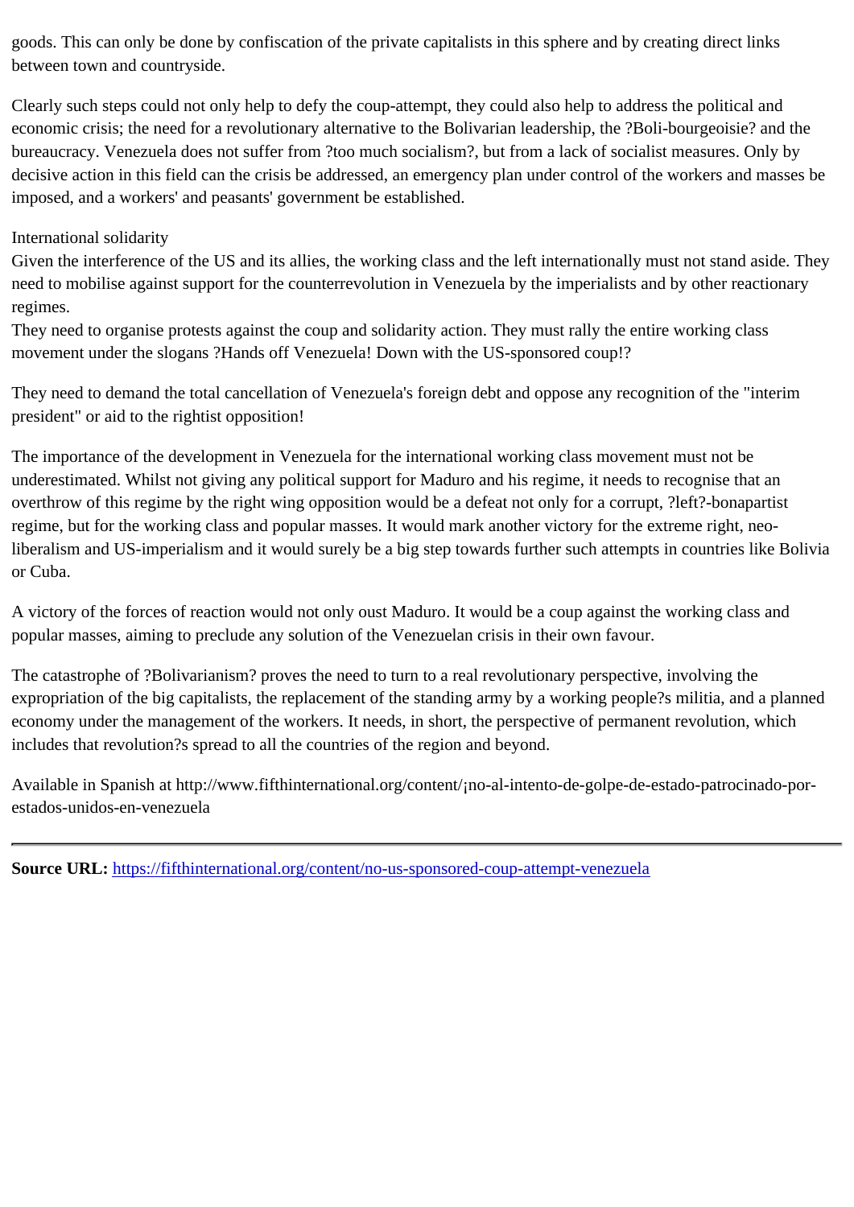goods. This can only be done by confiscation of the private capitalists in this sphere and by creating direct links between town and countryside.

Clearly such steps could not only help to defy the coup-attempt, they could also help to address the political and economic crisis; the need for a revolutionary alternative to the Bolivarian leadership, the ?Boli-bourgeoisie? and the bureaucracy. Venezuela does not suffer from ?too much socialism?, but from a lack of socialist measures. Only by decisive action in this field can the crisis be addressed, an emergency plan under control of the workers and masses be imposed, and a workers' and peasants' government be established.

International solidarity

Given the interference of the US and its allies, the working class and the left internationally must not stand aside. They need to mobilise against support for the counterrevolution in Venezuela by the imperialists and by other reactionary regimes.

They need to organise protests against the coup and solidarity action. They must rally the entire working class movement under the slogans ?Hands off Venezuela! Down with the US-sponsored coup!?

They need to demand the total cancellation of Venezuela's foreign debt and oppose any recognition of the "interim president" or aid to the rightist opposition!

The importance of the development in Venezuela for the international working class movement must not be underestimated. Whilst not giving any political support for Maduro and his regime, it needs to recognise that an overthrow of this regime by the right wing opposition would be a defeat not only for a corrupt, ?left?-bonapartist regime, but for the working class and popular masses. It would mark another victory for the extreme right, neo-liberalism and US-imperialism and it would surely be a big step towards further such attempts in countries like Bolivia or Cuba.

A victory of the forces of reaction would not only oust Maduro. It would be a coup against the working class and popular masses, aiming to preclude any solution of the Venezuelan crisis in their own favour.

The catastrophe of ?Bolivarianism? proves the need to turn to a real revolutionary perspective, involving the expropriation of the big capitalists, the replacement of the standing army by a working people?s militia, and a planned economy under the management of the workers. It needs, in short, the perspective of permanent revolution, which includes that revolution?s spread to all the countries of the region and beyond.

Available in Spanish at http://www.fifthinternational.org/content/¡no-al-intento-de-golpe-de-estado-patrocinado-por-estados-unidos-en-venezuela

---

**Source URL:** https://fifthinternational.org/content/no-us-sponsored-coup-attempt-venezuela